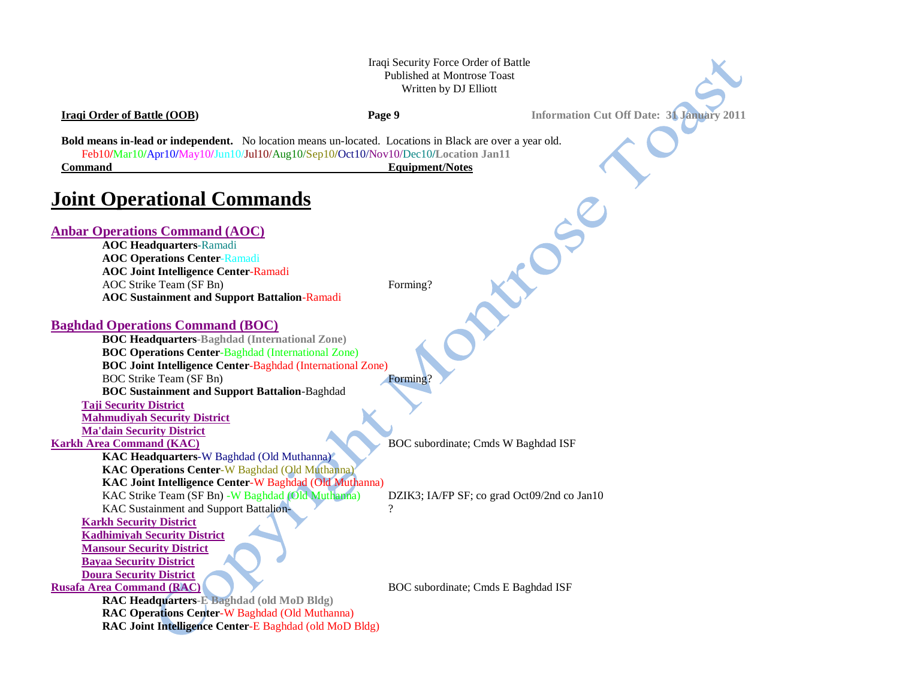Iraqi Security Force Order of Battle
Published at Montrose Toast
Written by DJ Elliott

**Iraqi Order of Battle (OOB)** **Page 9** **Information Cut Off Date: 31 January 2011**

**Bold means in-lead or independent.** No location means un-located. Locations in Black are over a year old.
Feb10/Mar10/Apr10/May10/Jun10/Jul10/Aug10/Sep10/Oct10/Nov10/Dec10/**Location Jan11**

| Command | Equipment/Notes |
| --- | --- |

# Joint Operational Commands

## Anbar Operations Command (AOC)

| Command | Equipment/Notes |
| --- | --- |
| **AOC Headquarters**-Ramadi | |
| **AOC Operations Center**-Ramadi | |
| **AOC Joint Intelligence Center**-Ramadi | |
| AOC Strike Team (SF Bn) | Forming? |
| **AOC Sustainment and Support Battalion**-Ramadi | |

## Baghdad Operations Command (BOC)

| Command | Equipment/Notes |
| --- | --- |
| **BOC Headquarters-Baghdad (International Zone)** | |
| **BOC Operations Center**-Baghdad (International Zone) | |
| **BOC Joint Intelligence Center**-Baghdad (International Zone) | |
| BOC Strike Team (SF Bn) | Forming? |
| **BOC Sustainment and Support Battalion**-Baghdad | |
| **Taji Security District** | |
| **Mahmudiyah Security District** | |
| **Ma'dain Security District** | |
| **Karkh Area Command (KAC)** | BOC subordinate; Cmds W Baghdad ISF |
| **KAC Headquarters**-W Baghdad (Old Muthanna) | |
| **KAC Operations Center**-W Baghdad (Old Muthanna) | |
| **KAC Joint Intelligence Center**-W Baghdad (Old Muthanna) | |
| KAC Strike Team (SF Bn) -W Baghdad (Old Muthanna) | DZIK3; IA/FP SF; co grad Oct09/2nd co Jan10 |
| KAC Sustainment and Support Battalion- | ? |
| **Karkh Security District** | |
| **Kadhimiyah Security District** | |
| **Mansour Security District** | |
| **Bayaa Security District** | |
| **Doura Security District** | |
| **Rusafa Area Command (RAC)** | BOC subordinate; Cmds E Baghdad ISF |
| **RAC Headquarters-E Baghdad (old MoD Bldg)** | |
| **RAC Operations Center**-W Baghdad (Old Muthanna) | |
| **RAC Joint Intelligence Center**-E Baghdad (old MoD Bldg) | |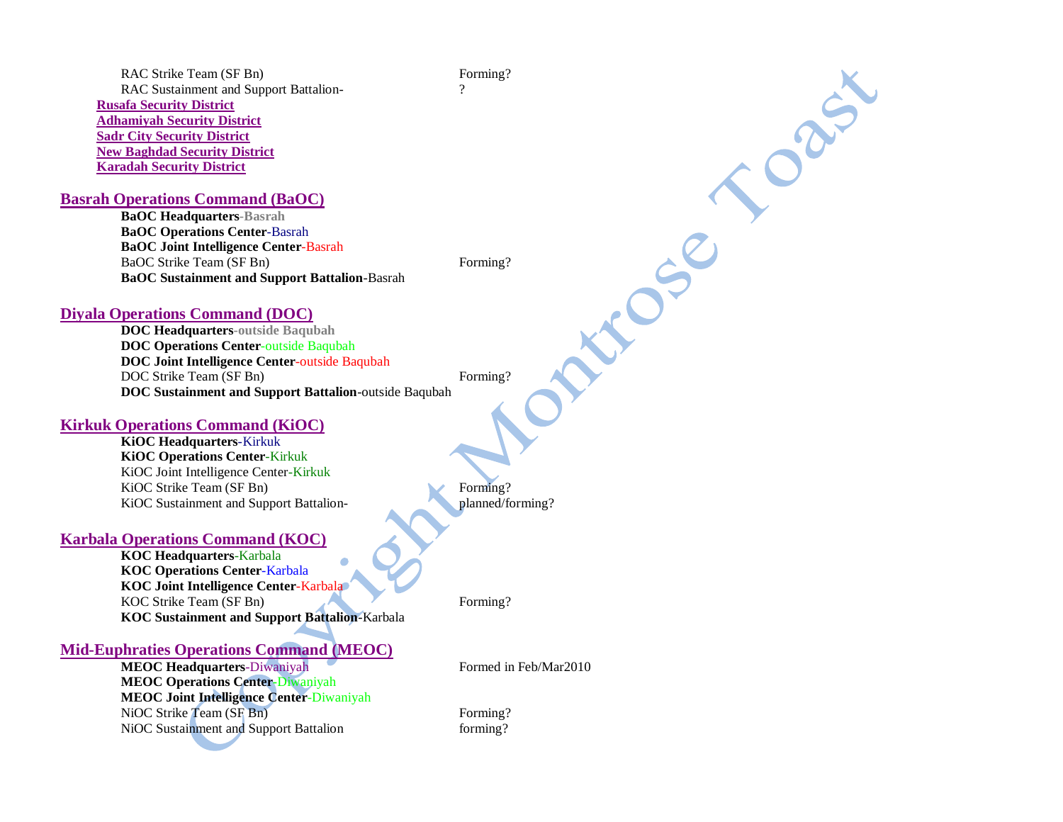RAC Strike Team (SF Bn) — Forming?
RAC Sustainment and Support Battalion- — ?

**Rusafa Security District**
**Adhamiyah Security District**
**Sadr City Security District**
**New Baghdad Security District**
**Karadah Security District**

## Basrah Operations Command (BaOC)

**BaOC Headquarters**-Basrah
**BaOC Operations Center**-Basrah
**BaOC Joint Intelligence Center**-Basrah
BaOC Strike Team (SF Bn) — Forming?
**BaOC Sustainment and Support Battalion**-Basrah

## Diyala Operations Command (DOC)

**DOC Headquarters**-outside Baqubah
**DOC Operations Center**-outside Baqubah
**DOC Joint Intelligence Center**-outside Baqubah
DOC Strike Team (SF Bn) — Forming?
**DOC Sustainment and Support Battalion**-outside Baqubah

## Kirkuk Operations Command (KiOC)

**KiOC Headquarters**-Kirkuk
**KiOC Operations Center**-Kirkuk
KiOC Joint Intelligence Center-Kirkuk
KiOC Strike Team (SF Bn) — Forming?
KiOC Sustainment and Support Battalion- — planned/forming?

## Karbala Operations Command (KOC)

**KOC Headquarters**-Karbala
**KOC Operations Center**-Karbala
**KOC Joint Intelligence Center**-Karbala
KOC Strike Team (SF Bn) — Forming?
**KOC Sustainment and Support Battalion**-Karbala

## Mid-Euphraties Operations Command (MEOC)

**MEOC Headquarters**-Diwaniyah — Formed in Feb/Mar2010
**MEOC Operations Center**-Diwaniyah
**MEOC Joint Intelligence Center**-Diwaniyah
NiOC Strike Team (SF Bn) — Forming?
NiOC Sustainment and Support Battalion — forming?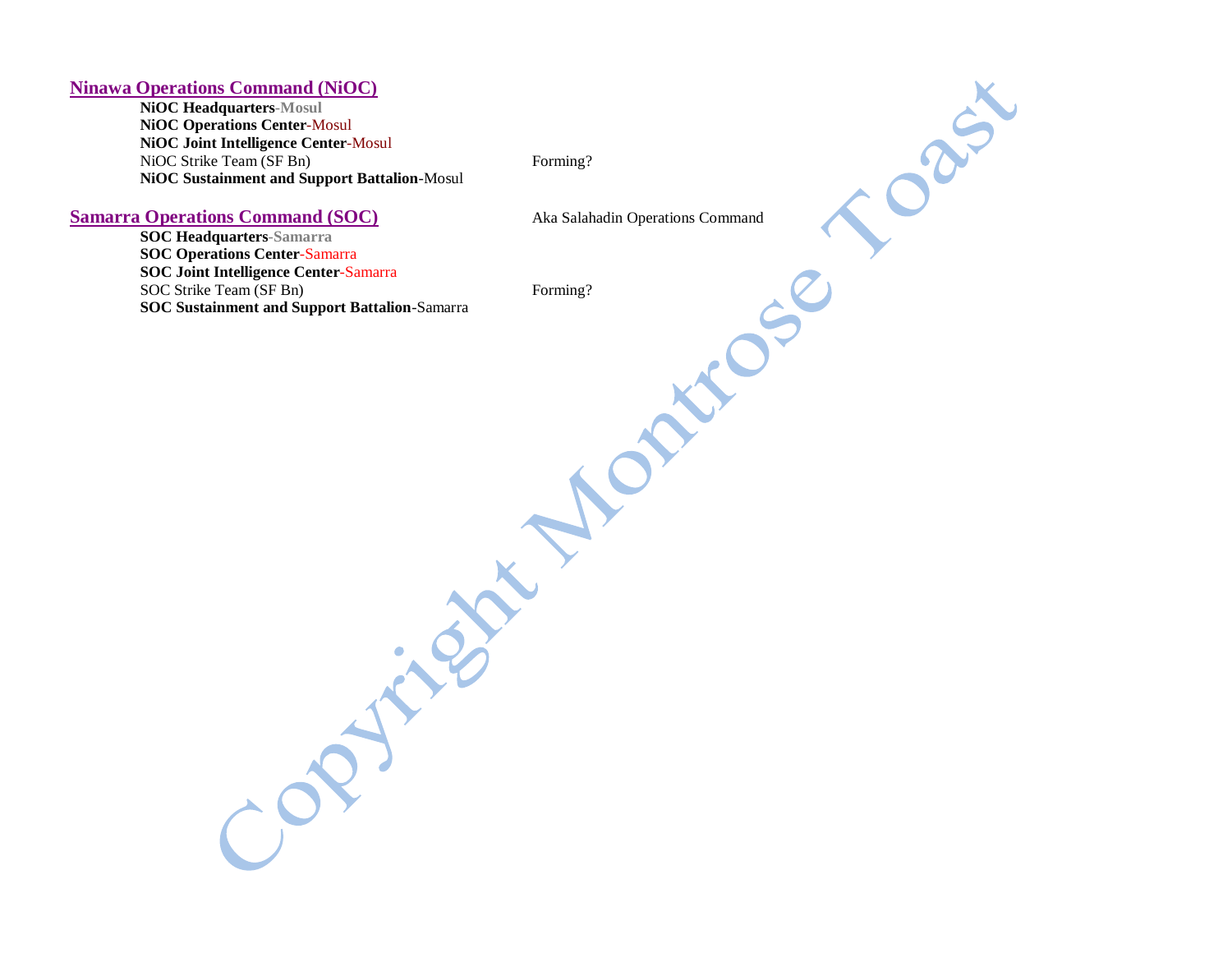## Ninawa Operations Command (NiOC)

**NiOC Headquarters**-Mosul
**NiOC Operations Center**-Mosul
**NiOC Joint Intelligence Center**-Mosul
NiOC Strike Team (SF Bn) — Forming?
**NiOC Sustainment and Support Battalion**-Mosul

## Samarra Operations Command (SOC)

Aka Salahadin Operations Command

**SOC Headquarters**-Samarra
**SOC Operations Center**-Samarra
**SOC Joint Intelligence Center**-Samarra
SOC Strike Team (SF Bn) — Forming?
**SOC Sustainment and Support Battalion**-Samarra

Copyright Montrose Toast